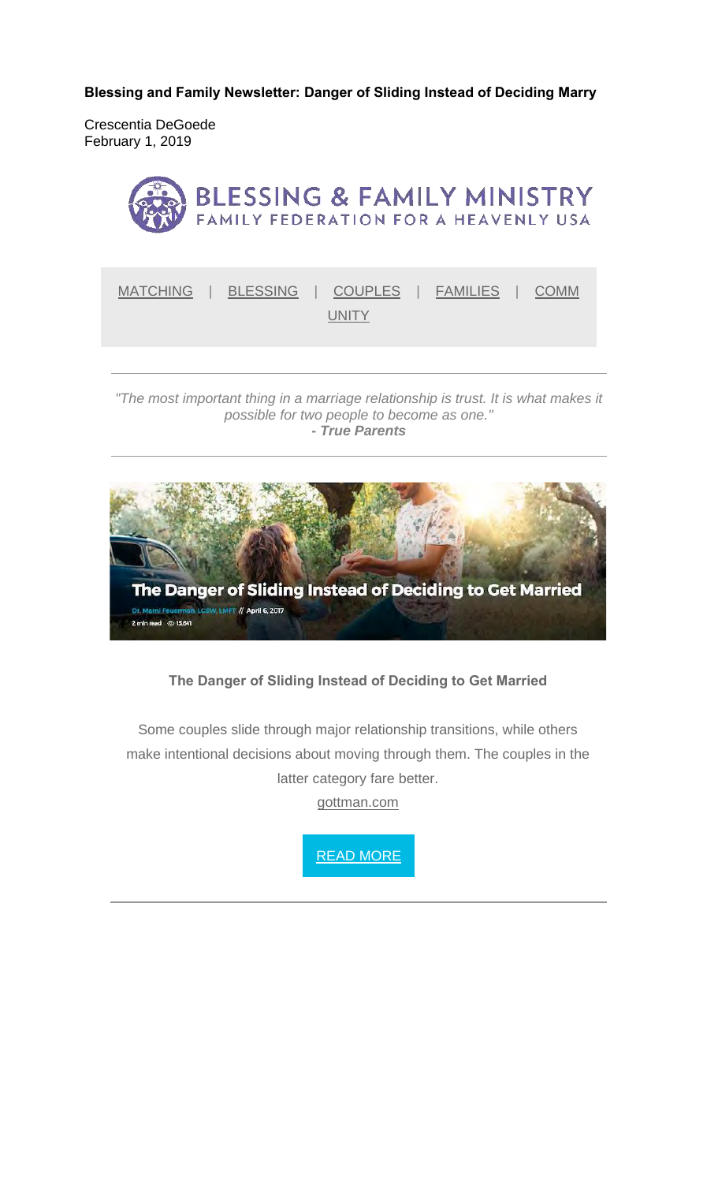**Blessing and Family Newsletter: Danger of Sliding Instead of Deciding Marry**

Crescentia DeGoede
February 1, 2019

BLESSING & FAMILY MINISTRY
FAMILY FEDERATION FOR A HEAVENLY USA

MATCHING | BLESSING | COUPLES | FAMILIES | COMMUNITY

---

*"The most important thing in a marriage relationship is trust. It is what makes it possible for two people to become as one."*
***- True Parents***

---

The Danger of Sliding Instead of Deciding to Get Married

Dr. Marni Feuerman, LCSW, LMFT // April 6, 2017
2 min read 13,641

**The Danger of Sliding Instead of Deciding to Get Married**

Some couples slide through major relationship transitions, while others make intentional decisions about moving through them. The couples in the latter category fare better.

gottman.com

READ MORE

---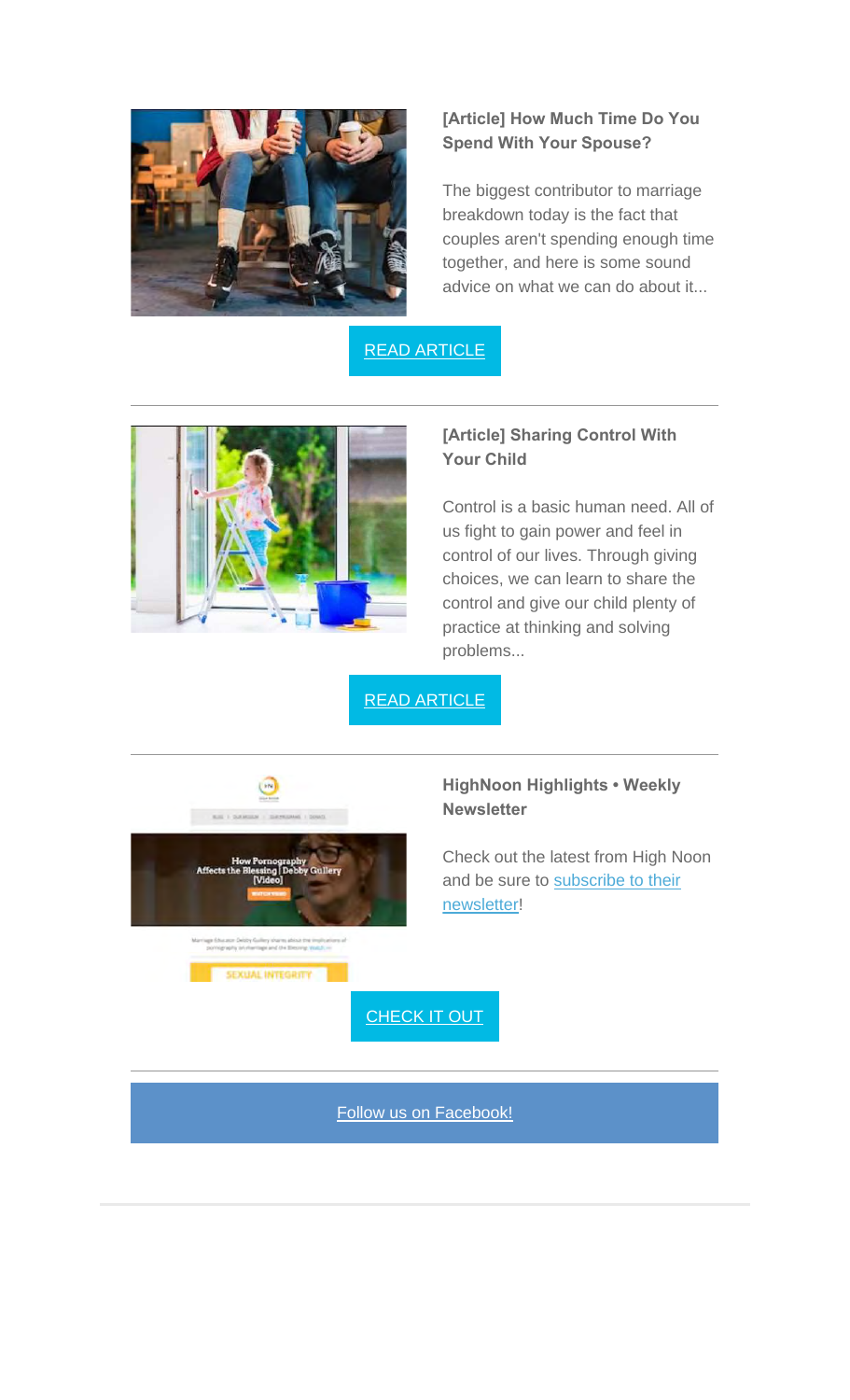**[Article] How Much Time Do You Spend With Your Spouse?**

The biggest contributor to marriage breakdown today is the fact that couples aren't spending enough time together, and here is some sound advice on what we can do about it...

READ ARTICLE

---

**[Article] Sharing Control With Your Child**

Control is a basic human need. All of us fight to gain power and feel in control of our lives. Through giving choices, we can learn to share the control and give our child plenty of practice at thinking and solving problems...

READ ARTICLE

---

**HighNoon Highlights • Weekly Newsletter**

Check out the latest from High Noon and be sure to subscribe to their newsletter!

CHECK IT OUT

---

Follow us on Facebook!